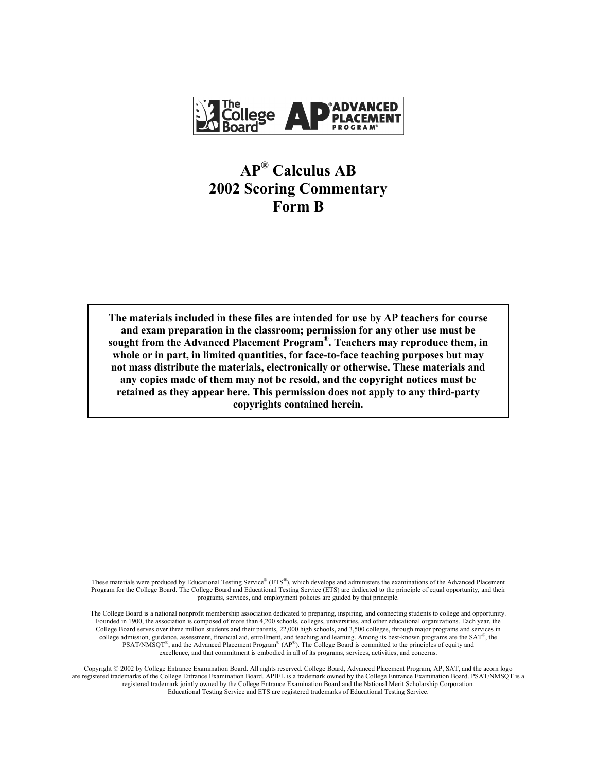# AP® Calculus AB
# 2002 Scoring Commentary
# Form B

**The materials included in these files are intended for use by AP teachers for course and exam preparation in the classroom; permission for any other use must be sought from the Advanced Placement Program®. Teachers may reproduce them, in whole or in part, in limited quantities, for face-to-face teaching purposes but may not mass distribute the materials, electronically or otherwise. These materials and any copies made of them may not be resold, and the copyright notices must be retained as they appear here. This permission does not apply to any third-party copyrights contained herein.**

These materials were produced by Educational Testing Service® (ETS®), which develops and administers the examinations of the Advanced Placement Program for the College Board. The College Board and Educational Testing Service (ETS) are dedicated to the principle of equal opportunity, and their programs, services, and employment policies are guided by that principle.

The College Board is a national nonprofit membership association dedicated to preparing, inspiring, and connecting students to college and opportunity. Founded in 1900, the association is composed of more than 4,200 schools, colleges, universities, and other educational organizations. Each year, the College Board serves over three million students and their parents, 22,000 high schools, and 3,500 colleges, through major programs and services in college admission, guidance, assessment, financial aid, enrollment, and teaching and learning. Among its best-known programs are the SAT®, the PSAT/NMSQT®, and the Advanced Placement Program® (AP®). The College Board is committed to the principles of equity and excellence, and that commitment is embodied in all of its programs, services, activities, and concerns.

Copyright © 2002 by College Entrance Examination Board. All rights reserved. College Board, Advanced Placement Program, AP, SAT, and the acorn logo are registered trademarks of the College Entrance Examination Board. APIEL is a trademark owned by the College Entrance Examination Board. PSAT/NMSQT is a registered trademark jointly owned by the College Entrance Examination Board and the National Merit Scholarship Corporation. Educational Testing Service and ETS are registered trademarks of Educational Testing Service.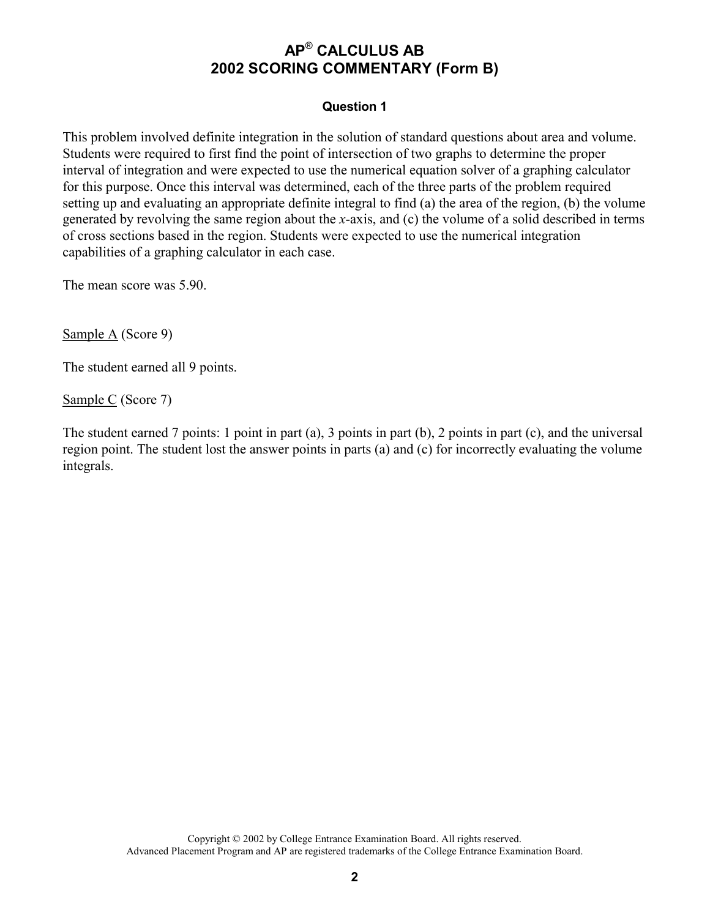# AP® CALCULUS AB
# 2002 SCORING COMMENTARY (Form B)

### Question 1

This problem involved definite integration in the solution of standard questions about area and volume. Students were required to first find the point of intersection of two graphs to determine the proper interval of integration and were expected to use the numerical equation solver of a graphing calculator for this purpose. Once this interval was determined, each of the three parts of the problem required setting up and evaluating an appropriate definite integral to find (a) the area of the region, (b) the volume generated by revolving the same region about the $x$-axis, and (c) the volume of a solid described in terms of cross sections based in the region. Students were expected to use the numerical integration capabilities of a graphing calculator in each case.

The mean score was 5.90.

<u>Sample A</u> (Score 9)

The student earned all 9 points.

<u>Sample C</u> (Score 7)

The student earned 7 points: 1 point in part (a), 3 points in part (b), 2 points in part (c), and the universal region point. The student lost the answer points in parts (a) and (c) for incorrectly evaluating the volume integrals.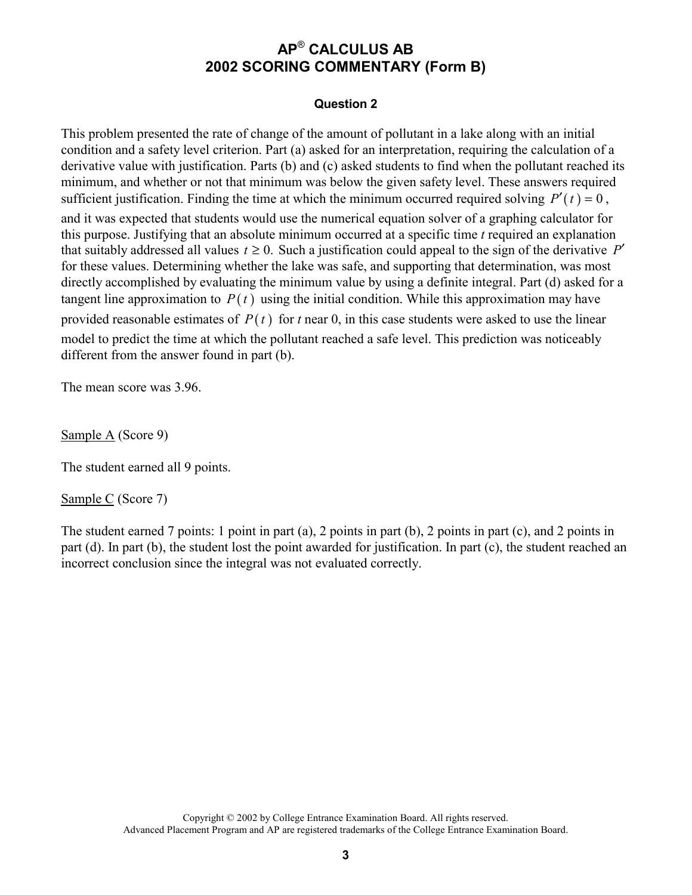# AP® CALCULUS AB
# 2002 SCORING COMMENTARY (Form B)

### Question 2

This problem presented the rate of change of the amount of pollutant in a lake along with an initial condition and a safety level criterion. Part (a) asked for an interpretation, requiring the calculation of a derivative value with justification. Parts (b) and (c) asked students to find when the pollutant reached its minimum, and whether or not that minimum was below the given safety level. These answers required sufficient justification. Finding the time at which the minimum occurred required solving $P'(t) = 0$, and it was expected that students would use the numerical equation solver of a graphing calculator for this purpose. Justifying that an absolute minimum occurred at a specific time $t$ required an explanation that suitably addressed all values $t \geq 0$. Such a justification could appeal to the sign of the derivative $P'$ for these values. Determining whether the lake was safe, and supporting that determination, was most directly accomplished by evaluating the minimum value by using a definite integral. Part (d) asked for a tangent line approximation to $P(t)$ using the initial condition. While this approximation may have provided reasonable estimates of $P(t)$ for $t$ near 0, in this case students were asked to use the linear model to predict the time at which the pollutant reached a safe level. This prediction was noticeably different from the answer found in part (b).

The mean score was 3.96.

Sample A (Score 9)

The student earned all 9 points.

Sample C (Score 7)

The student earned 7 points: 1 point in part (a), 2 points in part (b), 2 points in part (c), and 2 points in part (d). In part (b), the student lost the point awarded for justification. In part (c), the student reached an incorrect conclusion since the integral was not evaluated correctly.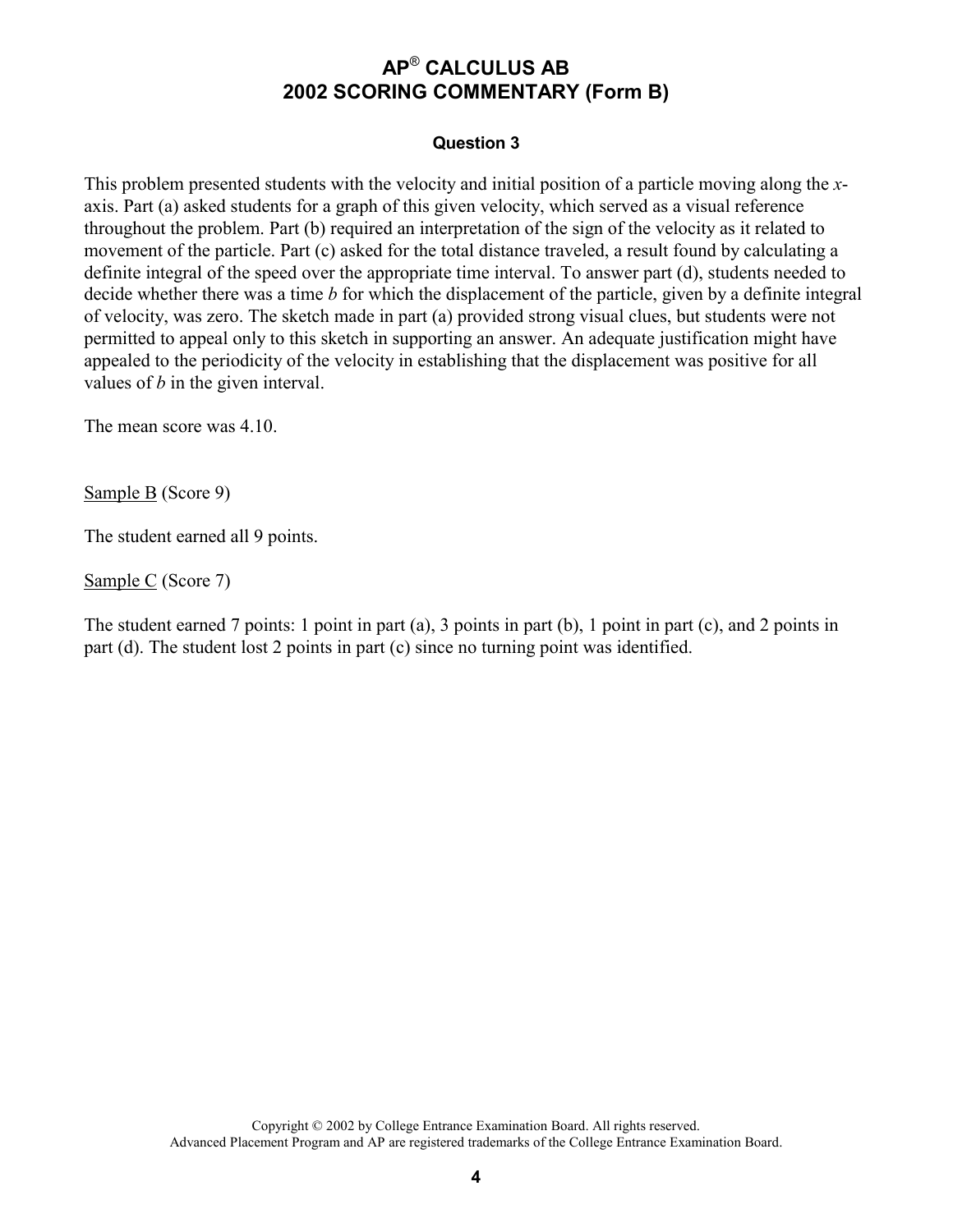# AP® CALCULUS AB
# 2002 SCORING COMMENTARY (Form B)

### Question 3

This problem presented students with the velocity and initial position of a particle moving along the $x$-axis. Part (a) asked students for a graph of this given velocity, which served as a visual reference throughout the problem. Part (b) required an interpretation of the sign of the velocity as it related to movement of the particle. Part (c) asked for the total distance traveled, a result found by calculating a definite integral of the speed over the appropriate time interval. To answer part (d), students needed to decide whether there was a time $b$ for which the displacement of the particle, given by a definite integral of velocity, was zero. The sketch made in part (a) provided strong visual clues, but students were not permitted to appeal only to this sketch in supporting an answer. An adequate justification might have appealed to the periodicity of the velocity in establishing that the displacement was positive for all values of $b$ in the given interval.

The mean score was 4.10.

<u>Sample B</u> (Score 9)

The student earned all 9 points.

<u>Sample C</u> (Score 7)

The student earned 7 points: 1 point in part (a), 3 points in part (b), 1 point in part (c), and 2 points in part (d). The student lost 2 points in part (c) since no turning point was identified.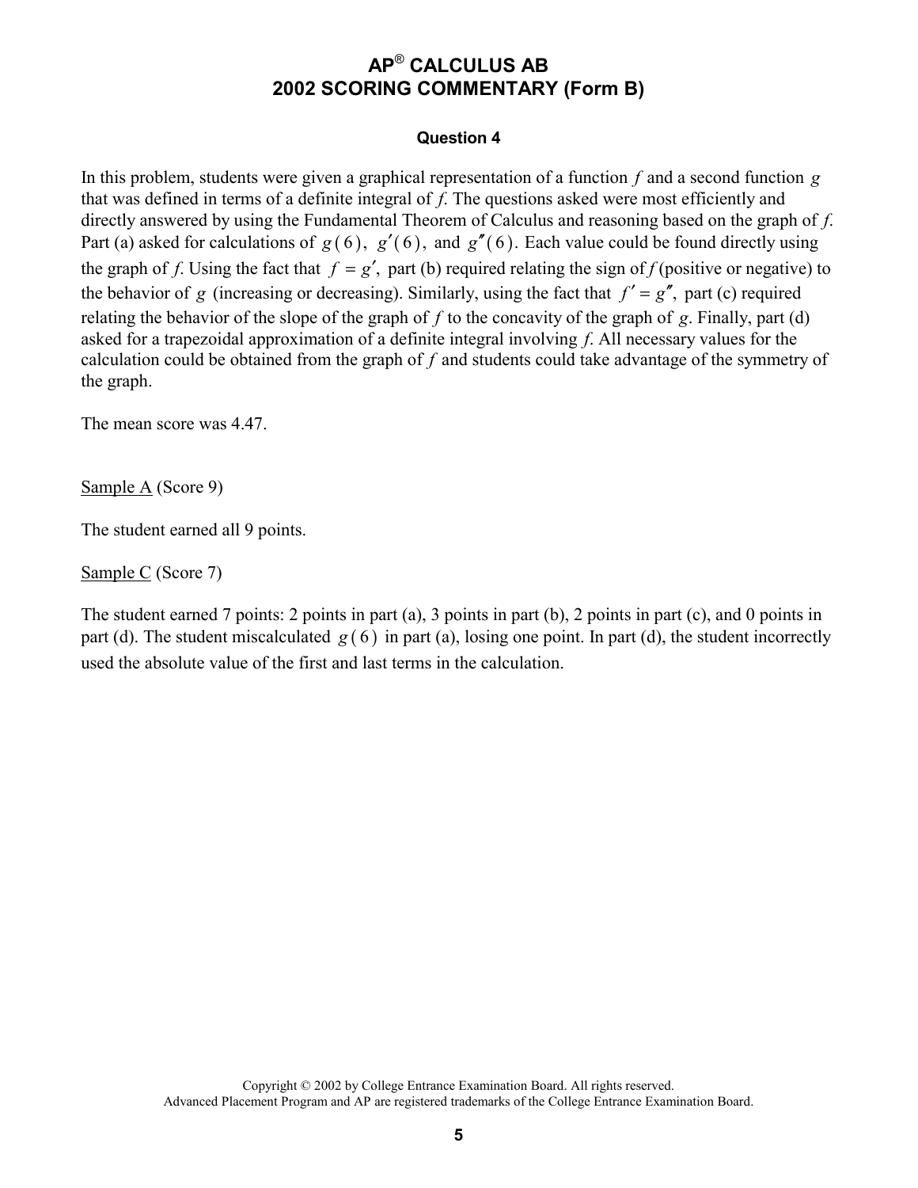# AP® CALCULUS AB
## 2002 SCORING COMMENTARY (Form B)

### Question 4

In this problem, students were given a graphical representation of a function $f$ and a second function $g$ that was defined in terms of a definite integral of $f$. The questions asked were most efficiently and directly answered by using the Fundamental Theorem of Calculus and reasoning based on the graph of $f$. Part (a) asked for calculations of $g(6)$, $g'(6)$, and $g''(6)$. Each value could be found directly using the graph of $f$. Using the fact that $f = g'$, part (b) required relating the sign of $f$ (positive or negative) to the behavior of $g$ (increasing or decreasing). Similarly, using the fact that $f' = g''$, part (c) required relating the behavior of the slope of the graph of $f$ to the concavity of the graph of $g$. Finally, part (d) asked for a trapezoidal approximation of a definite integral involving $f$. All necessary values for the calculation could be obtained from the graph of $f$ and students could take advantage of the symmetry of the graph.

The mean score was 4.47.

Sample A (Score 9)

The student earned all 9 points.

Sample C (Score 7)

The student earned 7 points: 2 points in part (a), 3 points in part (b), 2 points in part (c), and 0 points in part (d). The student miscalculated $g(6)$ in part (a), losing one point. In part (d), the student incorrectly used the absolute value of the first and last terms in the calculation.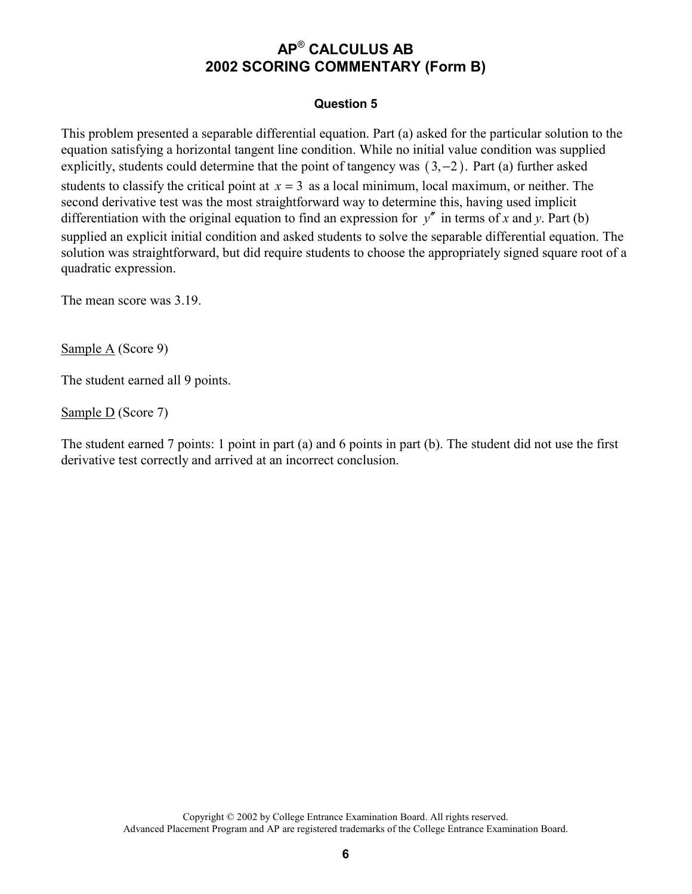# AP® CALCULUS AB
# 2002 SCORING COMMENTARY (Form B)

### Question 5

This problem presented a separable differential equation. Part (a) asked for the particular solution to the equation satisfying a horizontal tangent line condition. While no initial value condition was supplied explicitly, students could determine that the point of tangency was $(3, -2)$. Part (a) further asked students to classify the critical point at $x = 3$ as a local minimum, local maximum, or neither. The second derivative test was the most straightforward way to determine this, having used implicit differentiation with the original equation to find an expression for $y''$ in terms of $x$ and $y$. Part (b) supplied an explicit initial condition and asked students to solve the separable differential equation. The solution was straightforward, but did require students to choose the appropriately signed square root of a quadratic expression.

The mean score was 3.19.

Sample A (Score 9)

The student earned all 9 points.

Sample D (Score 7)

The student earned 7 points: 1 point in part (a) and 6 points in part (b). The student did not use the first derivative test correctly and arrived at an incorrect conclusion.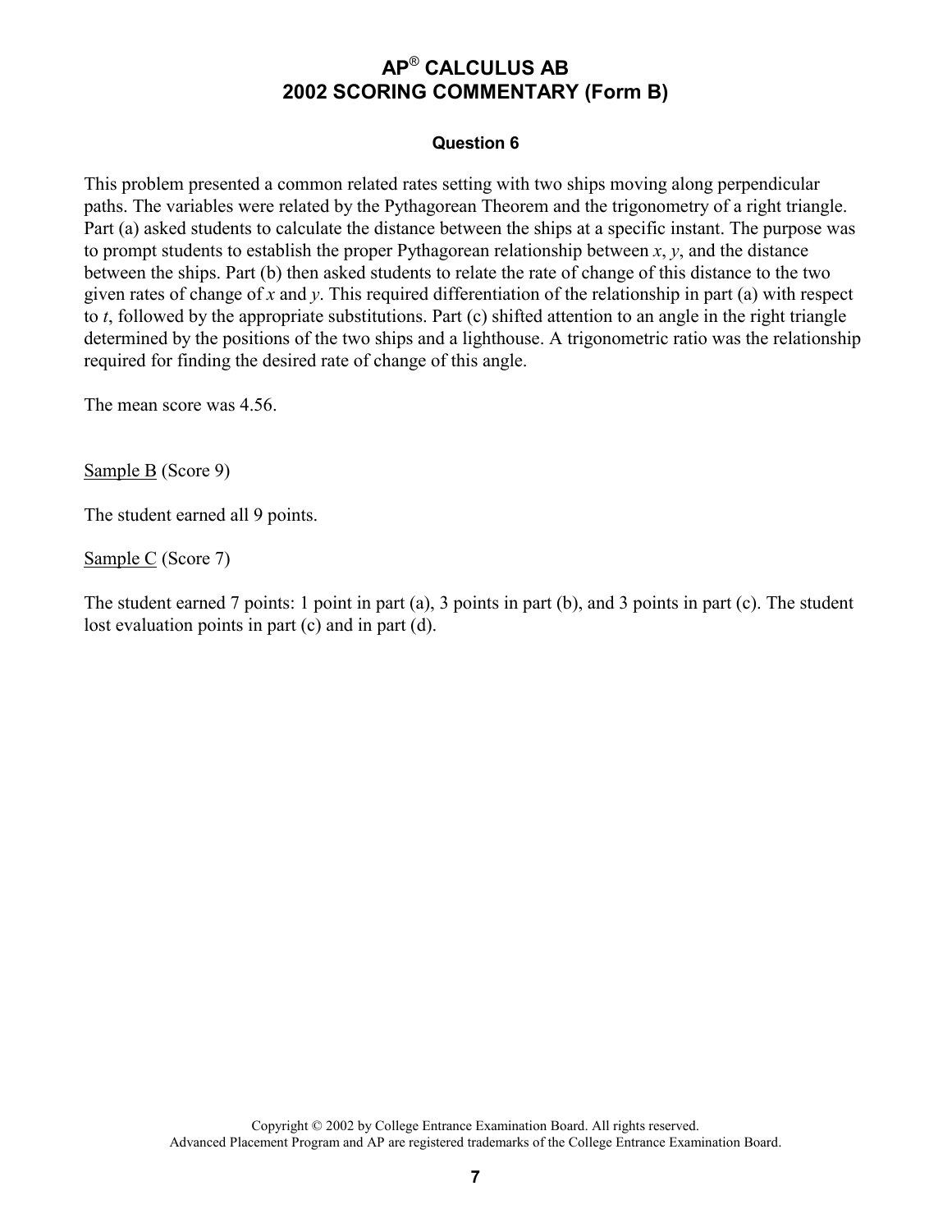# AP® CALCULUS AB
# 2002 SCORING COMMENTARY (Form B)

### Question 6

This problem presented a common related rates setting with two ships moving along perpendicular paths. The variables were related by the Pythagorean Theorem and the trigonometry of a right triangle. Part (a) asked students to calculate the distance between the ships at a specific instant. The purpose was to prompt students to establish the proper Pythagorean relationship between $x$, $y$, and the distance between the ships. Part (b) then asked students to relate the rate of change of this distance to the two given rates of change of $x$ and $y$. This required differentiation of the relationship in part (a) with respect to $t$, followed by the appropriate substitutions. Part (c) shifted attention to an angle in the right triangle determined by the positions of the two ships and a lighthouse. A trigonometric ratio was the relationship required for finding the desired rate of change of this angle.

The mean score was 4.56.

Sample B (Score 9)

The student earned all 9 points.

Sample C (Score 7)

The student earned 7 points: 1 point in part (a), 3 points in part (b), and 3 points in part (c). The student lost evaluation points in part (c) and in part (d).